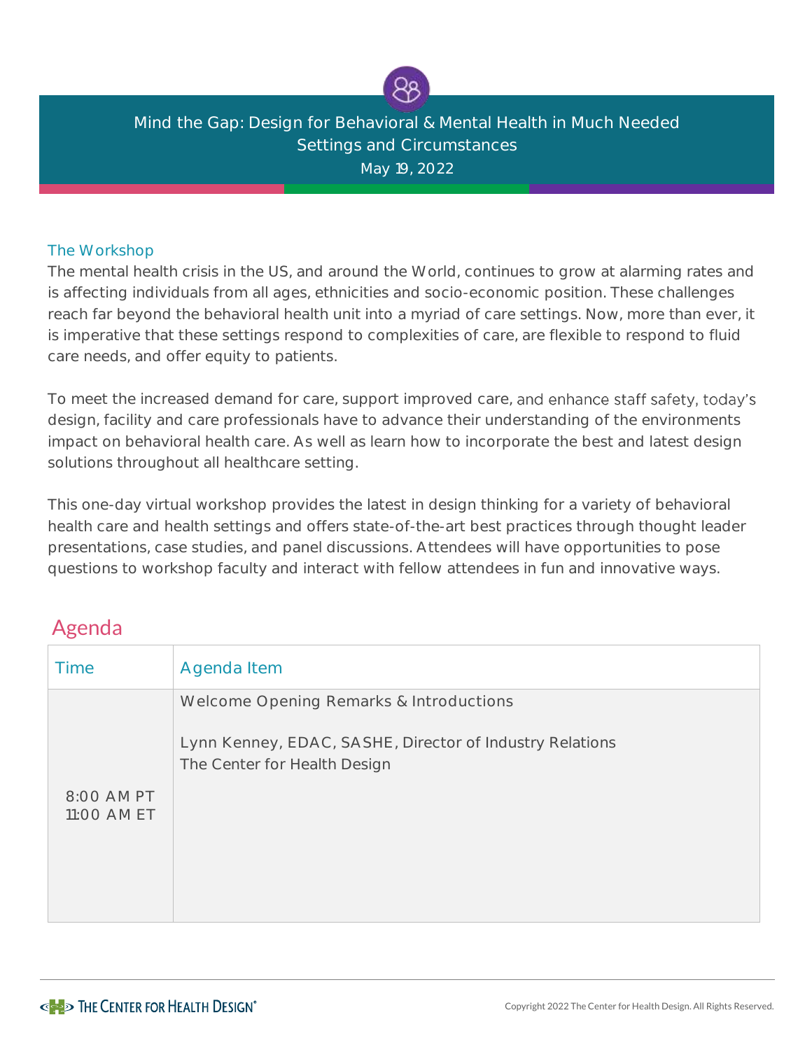# Mind the Gap: Design for Behavioral & Mental Health in Much Needed Settings and Circumstances

May 19, 2022

## The Workshop

The mental health crisis in the US, and around the World, continues to grow at alarming rates and is affecting individuals from all ages, ethnicities and socio-economic position. These challenges reach far beyond the behavioral health unit into a myriad of care settings. Now, more than ever, it is imperative that these settings respond to complexities of care, are flexible to respond to fluid care needs, and offer equity to patients.

To meet the increased demand for care, support improved care, and enhance staff safety, today's design, facility and care professionals have to advance their understanding of the environments impact on behavioral health care. As well as learn how to incorporate the best and latest design solutions throughout all healthcare setting.

This one-day virtual workshop provides the latest in design thinking for a variety of behavioral health care and health settings and offers state-of-the-art best practices through thought leader presentations, case studies, and panel discussions. Attendees will have opportunities to pose questions to workshop faculty and interact with fellow attendees in fun and innovative ways.

## Agenda

| Time | Agenda Item |
|---|---|
| 8:00 AM PT<br>11:00 AM ET | Welcome Opening Remarks & Introductions<br><br>Lynn Kenney, EDAC, SASHE, Director of Industry Relations<br>The Center for Health Design |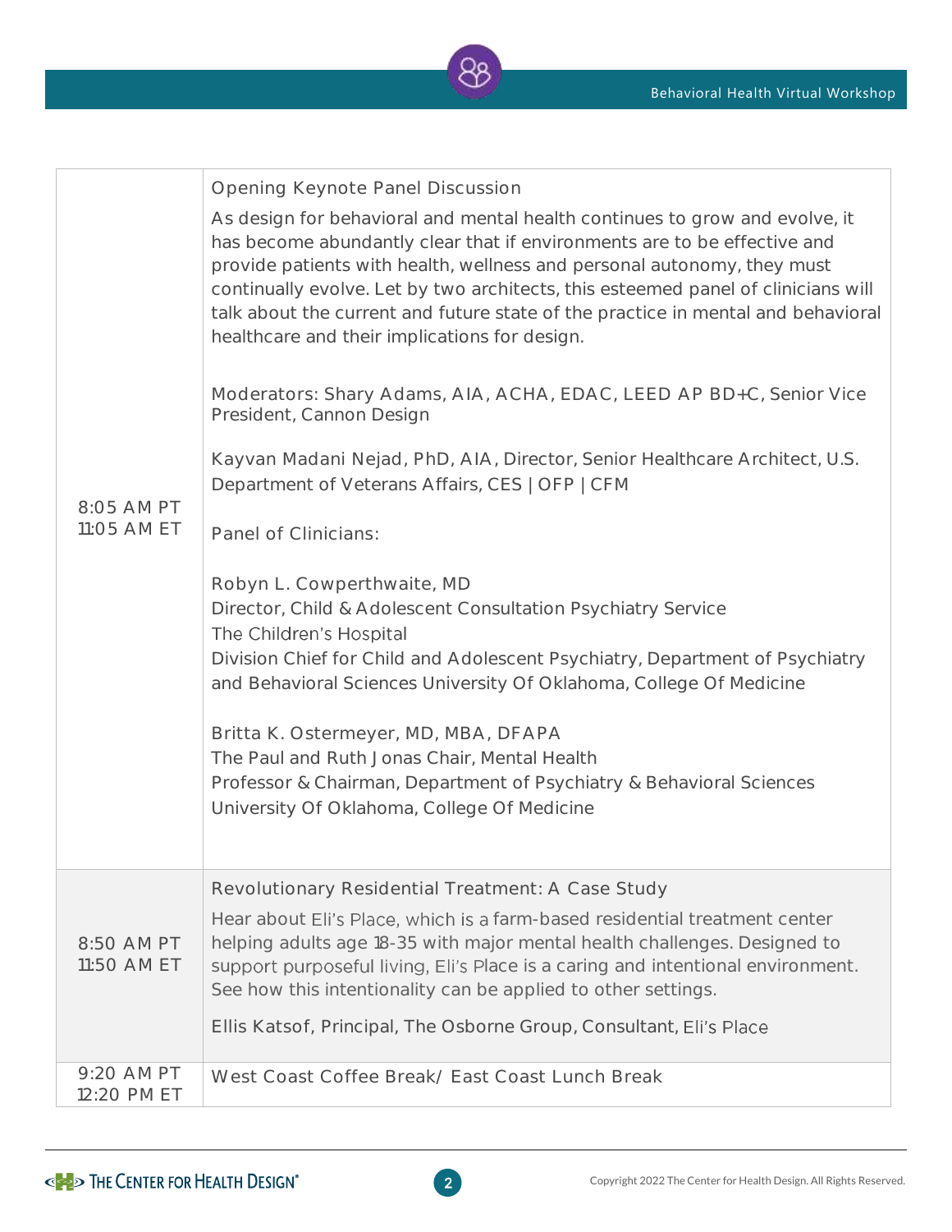| | |
|---|---|
| 8:05 AM PT<br>11:05 AM ET | Opening Keynote Panel Discussion<br><br>As design for behavioral and mental health continues to grow and evolve, it has become abundantly clear that if environments are to be effective and provide patients with health, wellness and personal autonomy, they must continually evolve. Let by two architects, this esteemed panel of clinicians will talk about the current and future state of the practice in mental and behavioral healthcare and their implications for design.<br><br>Moderators: Shary Adams, AIA, ACHA, EDAC, LEED AP BD+C, Senior Vice President, Cannon Design<br><br>Kayvan Madani Nejad, PhD, AIA, Director, Senior Healthcare Architect, U.S. Department of Veterans Affairs, CES \| OFP \| CFM<br><br>Panel of Clinicians:<br><br>Robyn L. Cowperthwaite, MD<br>Director, Child & Adolescent Consultation Psychiatry Service<br>The Children's Hospital<br>Division Chief for Child and Adolescent Psychiatry, Department of Psychiatry and Behavioral Sciences University Of Oklahoma, College Of Medicine<br><br>Britta K. Ostermeyer, MD, MBA, DFAPA<br>The Paul and Ruth Jonas Chair, Mental Health<br>Professor & Chairman, Department of Psychiatry & Behavioral Sciences<br>University Of Oklahoma, College Of Medicine |
| 8:50 AM PT<br>11:50 AM ET | Revolutionary Residential Treatment: A Case Study<br><br>Hear about Eli's Place, which is a farm-based residential treatment center helping adults age 18-35 with major mental health challenges. Designed to support purposeful living, Eli's Place is a caring and intentional environment. See how this intentionality can be applied to other settings.<br><br>Ellis Katsof, Principal, The Osborne Group, Consultant, Eli's Place |
| 9:20 AM PT<br>12:20 PM ET | West Coast Coffee Break/ East Coast Lunch Break |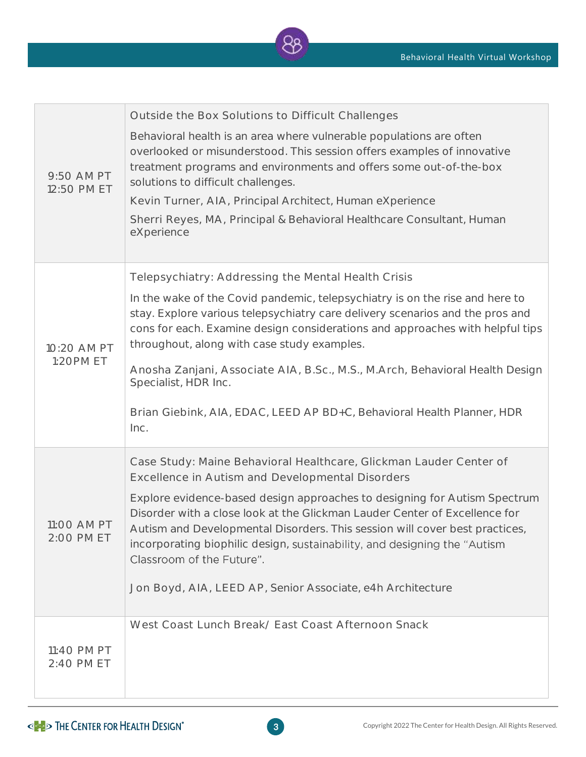| | |
|---|---|
| 9:50 AM PT<br>12:50 PM ET | Outside the Box Solutions to Difficult Challenges<br><br>Behavioral health is an area where vulnerable populations are often overlooked or misunderstood. This session offers examples of innovative treatment programs and environments and offers some out-of-the-box solutions to difficult challenges.<br><br>Kevin Turner, AIA, Principal Architect, Human eXperience<br><br>Sherri Reyes, MA, Principal & Behavioral Healthcare Consultant, Human eXperience |
| 10:20 AM PT<br>1:20PM ET | Telepsychiatry: Addressing the Mental Health Crisis<br><br>In the wake of the Covid pandemic, telepsychiatry is on the rise and here to stay. Explore various telepsychiatry care delivery scenarios and the pros and cons for each. Examine design considerations and approaches with helpful tips throughout, along with case study examples.<br><br>Anosha Zanjani, Associate AIA, B.Sc., M.S., M.Arch, Behavioral Health Design Specialist, HDR Inc.<br><br>Brian Giebink, AIA, EDAC, LEED AP BD+C, Behavioral Health Planner, HDR Inc. |
| 11:00 AM PT<br>2:00 PM ET | Case Study: Maine Behavioral Healthcare, Glickman Lauder Center of Excellence in Autism and Developmental Disorders<br><br>Explore evidence-based design approaches to designing for Autism Spectrum Disorder with a close look at the Glickman Lauder Center of Excellence for Autism and Developmental Disorders. This session will cover best practices, incorporating biophilic design, sustainability, and designing the "Autism Classroom of the Future".<br><br>Jon Boyd, AIA, LEED AP, Senior Associate, e4h Architecture |
| 11:40 PM PT<br>2:40 PM ET | West Coast Lunch Break/ East Coast Afternoon Snack |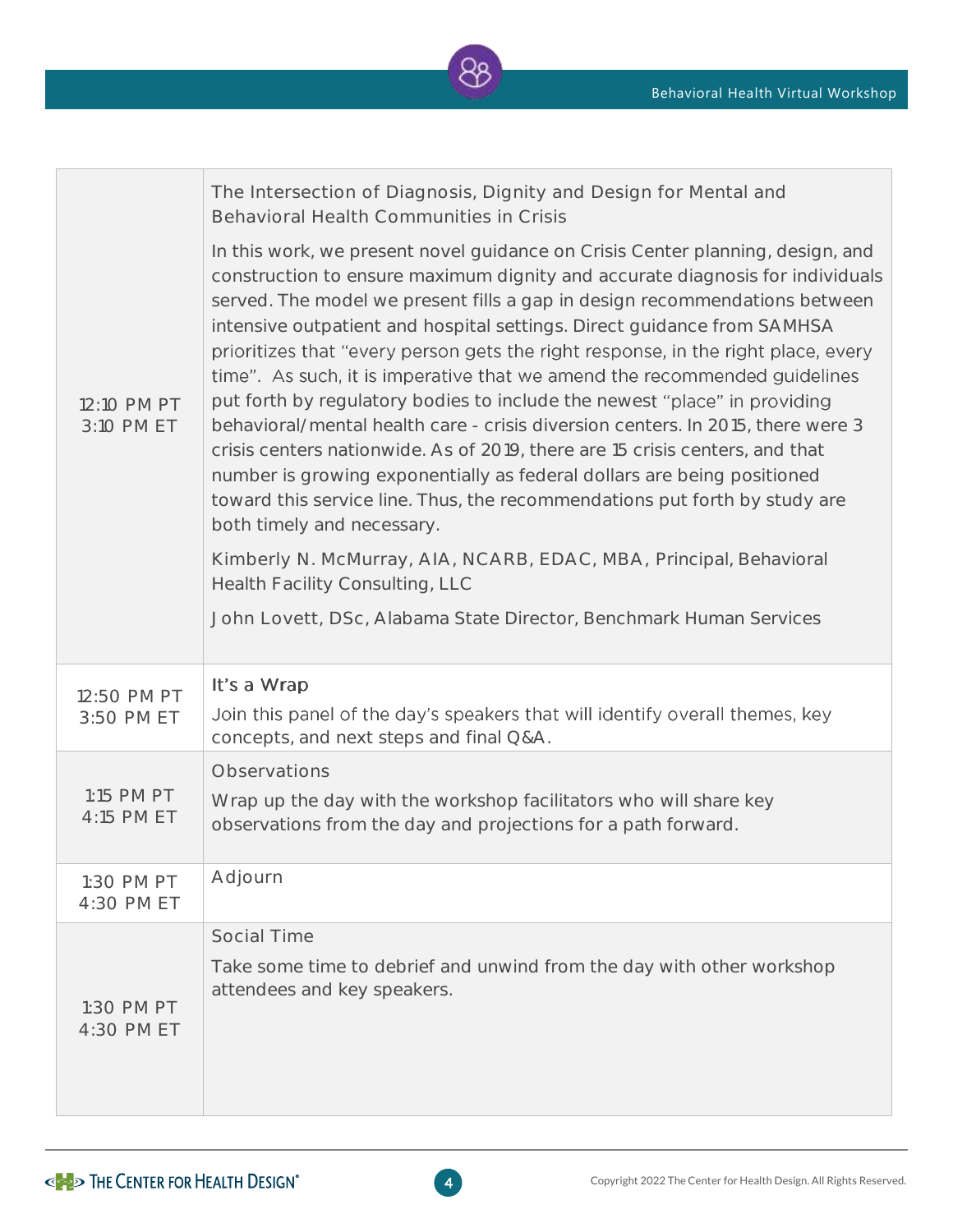| | |
|---|---|
| 12:10 PM PT<br>3:10 PM ET | The Intersection of Diagnosis, Dignity and Design for Mental and Behavioral Health Communities in Crisis<br><br>In this work, we present novel guidance on Crisis Center planning, design, and construction to ensure maximum dignity and accurate diagnosis for individuals served. The model we present fills a gap in design recommendations between intensive outpatient and hospital settings. Direct guidance from SAMHSA prioritizes that "every person gets the right response, in the right place, every time". As such, it is imperative that we amend the recommended guidelines put forth by regulatory bodies to include the newest "place" in providing behavioral/mental health care - crisis diversion centers. In 2015, there were 3 crisis centers nationwide. As of 2019, there are 15 crisis centers, and that number is growing exponentially as federal dollars are being positioned toward this service line. Thus, the recommendations put forth by study are both timely and necessary.<br><br>Kimberly N. McMurray, AIA, NCARB, EDAC, MBA, Principal, Behavioral Health Facility Consulting, LLC<br><br>John Lovett, DSc, Alabama State Director, Benchmark Human Services |
| 12:50 PM PT<br>3:50 PM ET | It's a Wrap<br><br>Join this panel of the day's speakers that will identify overall themes, key concepts, and next steps and final Q&A. |
| 1:15 PM PT<br>4:15 PM ET | Observations<br><br>Wrap up the day with the workshop facilitators who will share key observations from the day and projections for a path forward. |
| 1:30 PM PT<br>4:30 PM ET | Adjourn |
| 1:30 PM PT<br>4:30 PM ET | Social Time<br><br>Take some time to debrief and unwind from the day with other workshop attendees and key speakers. |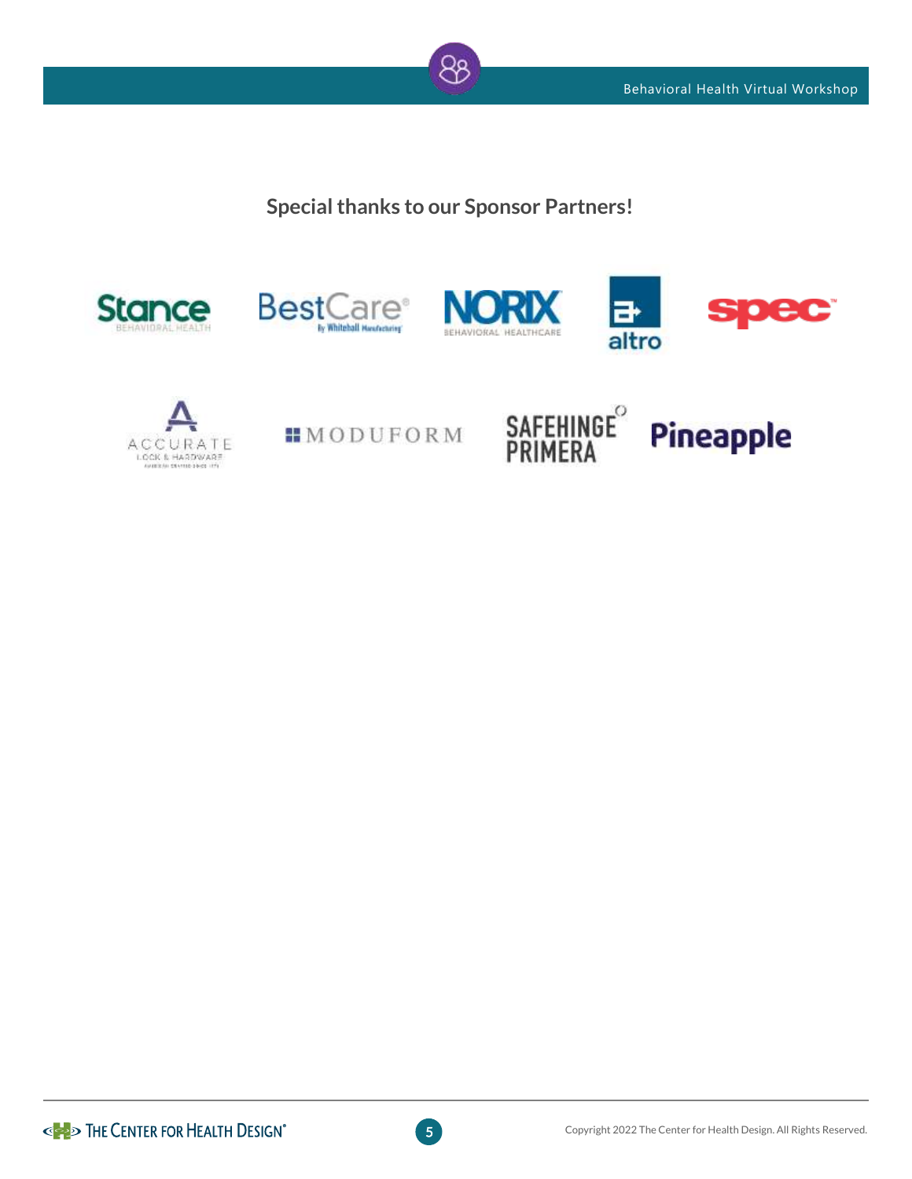## Special thanks to our Sponsor Partners!

Stance Behavioral Health

BestCare by Whitehall Manufacturing

NORIX Behavioral Healthcare

altro

spec

Accurate Lock & Hardware

MODUFORM

SAFEHINGE PRIMERA

Pineapple